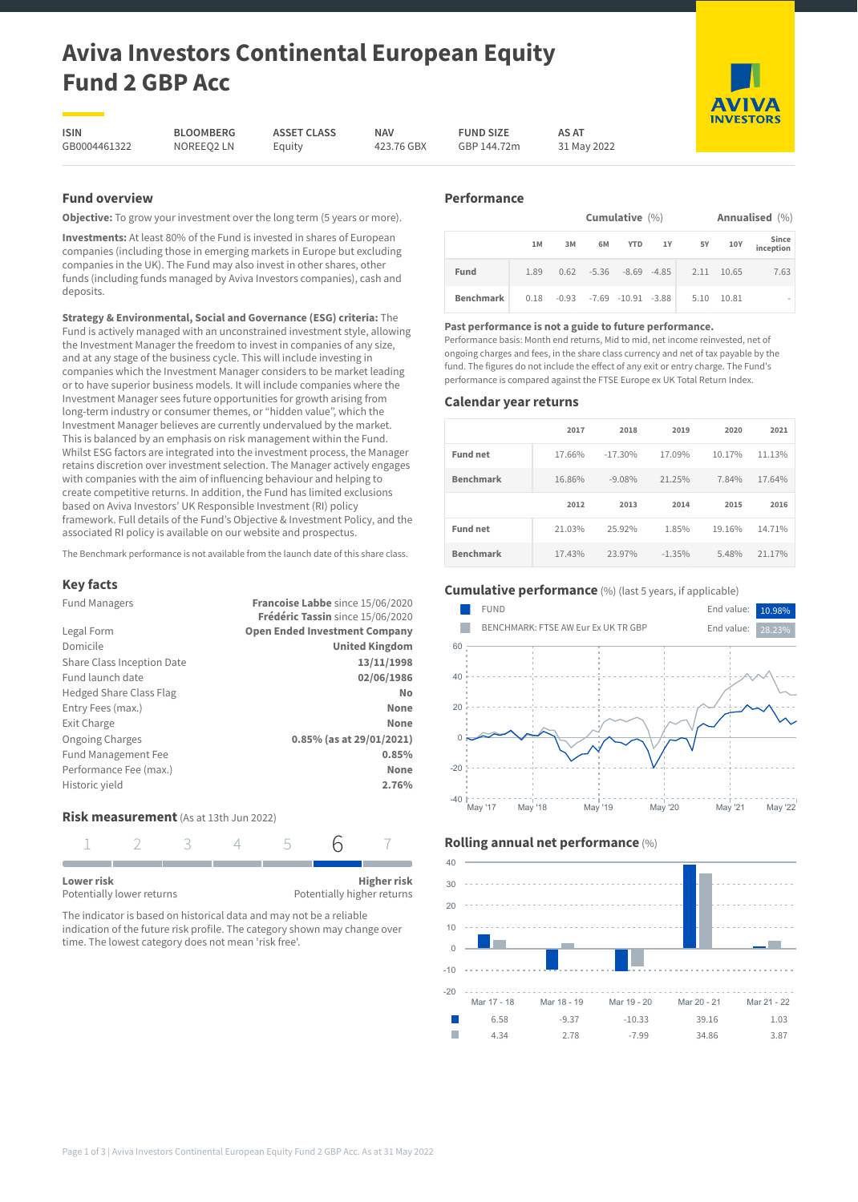# Aviva Investors Continental European Equity Fund 2 GBP Acc

| ISIN | BLOOMBERG | ASSET CLASS | NAV | FUND SIZE | AS AT |
|---|---|---|---|---|---|
| GB0004461322 | NOREEQ2 LN | Equity | 423.76 GBX | GBP 144.72m | 31 May 2022 |

## Fund overview

**Objective:** To grow your investment over the long term (5 years or more).

**Investments:** At least 80% of the Fund is invested in shares of European companies (including those in emerging markets in Europe but excluding companies in the UK). The Fund may also invest in other shares, other funds (including funds managed by Aviva Investors companies), cash and deposits.

**Strategy & Environmental, Social and Governance (ESG) criteria:** The Fund is actively managed with an unconstrained investment style, allowing the Investment Manager the freedom to invest in companies of any size, and at any stage of the business cycle. This will include investing in companies which the Investment Manager considers to be market leading or to have superior business models. It will include companies where the Investment Manager sees future opportunities for growth arising from long-term industry or consumer themes, or "hidden value", which the Investment Manager believes are currently undervalued by the market. This is balanced by an emphasis on risk management within the Fund. Whilst ESG factors are integrated into the investment process, the Manager retains discretion over investment selection. The Manager actively engages with companies with the aim of influencing behaviour and helping to create competitive returns. In addition, the Fund has limited exclusions based on Aviva Investors' UK Responsible Investment (RI) policy framework. Full details of the Fund's Objective & Investment Policy, and the associated RI policy is available on our website and prospectus.

The Benchmark performance is not available from the launch date of this share class.

## Key facts

| | |
|---|---|
| Fund Managers | **Francoise Labbe** since 15/06/2020<br>**Frédéric Tassin** since 15/06/2020 |
| Legal Form | **Open Ended Investment Company** |
| Domicile | **United Kingdom** |
| Share Class Inception Date | **13/11/1998** |
| Fund launch date | **02/06/1986** |
| Hedged Share Class Flag | **No** |
| Entry Fees (max.) | **None** |
| Exit Charge | **None** |
| Ongoing Charges | **0.85% (as at 29/01/2021)** |
| Fund Management Fee | **0.85%** |
| Performance Fee (max.) | **None** |
| Historic yield | **2.76%** |

## Risk measurement (As at 13th Jun 2022)

1 2 3 4 5 **6** 7

**Lower risk** Potentially lower returns — **Higher risk** Potentially higher returns

The indicator is based on historical data and may not be a reliable indication of the future risk profile. The category shown may change over time. The lowest category does not mean 'risk free'.

## Performance

| | Cumulative (%) | | | | | Annualised (%) | | |
|---|---|---|---|---|---|---|---|---|
| | 1M | 3M | 6M | YTD | 1Y | 5Y | 10Y | Since inception |
| Fund | 1.89 | 0.62 | -5.36 | -8.69 | -4.85 | 2.11 | 10.65 | 7.63 |
| Benchmark | 0.18 | -0.93 | -7.69 | -10.91 | -3.88 | 5.10 | 10.81 | - |

**Past performance is not a guide to future performance.**
Performance basis: Month end returns, Mid to mid, net income reinvested, net of ongoing charges and fees, in the share class currency and net of tax payable by the fund. The figures do not include the effect of any exit or entry charge. The Fund's performance is compared against the FTSE Europe ex UK Total Return Index.

## Calendar year returns

| | 2017 | 2018 | 2019 | 2020 | 2021 |
|---|---|---|---|---|---|
| Fund net | 17.66% | -17.30% | 17.09% | 10.17% | 11.13% |
| Benchmark | 16.86% | -9.08% | 21.25% | 7.84% | 17.64% |
| | **2012** | **2013** | **2014** | **2015** | **2016** |
| Fund net | 21.03% | 25.92% | 1.85% | 19.16% | 14.71% |
| Benchmark | 17.43% | 23.97% | -1.35% | 5.48% | 21.17% |

## Cumulative performance (%) (last 5 years, if applicable)

- FUND — End value: 10.98%
- BENCHMARK: FTSE AW Eur Ex UK TR GBP — End value: 28.23%

## Rolling annual net performance (%)

| | Mar 17 - 18 | Mar 18 - 19 | Mar 19 - 20 | Mar 20 - 21 | Mar 21 - 22 |
|---|---|---|---|---|---|
| Fund | 6.58 | -9.37 | -10.33 | 39.16 | 1.03 |
| Benchmark | 4.34 | 2.78 | -7.99 | 34.86 | 3.87 |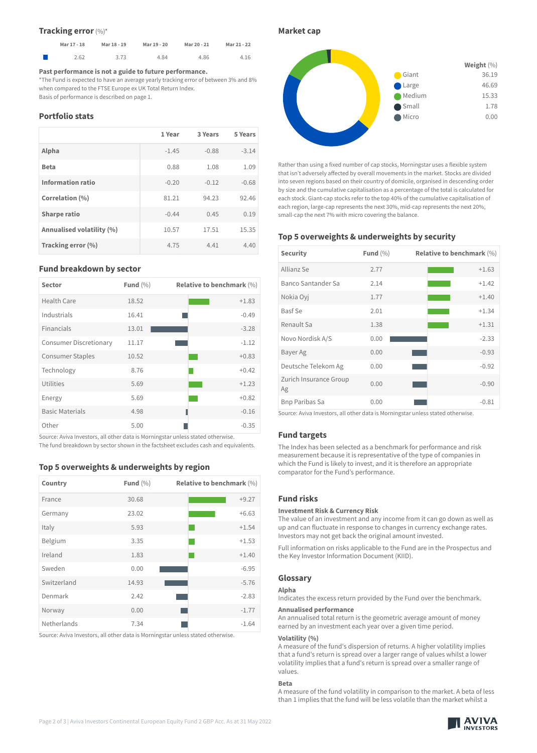## Tracking error (%)*

| | Mar 17 - 18 | Mar 18 - 19 | Mar 19 - 20 | Mar 20 - 21 | Mar 21 - 22 |
|---|---|---|---|---|---|
| ■ | 2.62 | 3.73 | 4.84 | 4.86 | 4.16 |

**Past performance is not a guide to future performance.**

*The Fund is expected to have an average yearly tracking error of between 3% and 8% when compared to the FTSE Europe ex UK Total Return Index.

Basis of performance is described on page 1.

## Portfolio stats

| | 1 Year | 3 Years | 5 Years |
|---|---|---|---|
| **Alpha** | -1.45 | -0.88 | -3.14 |
| **Beta** | 0.88 | 1.08 | 1.09 |
| **Information ratio** | -0.20 | -0.12 | -0.68 |
| **Correlation (%)** | 81.21 | 94.23 | 92.46 |
| **Sharpe ratio** | -0.44 | 0.45 | 0.19 |
| **Annualised volatility (%)** | 10.57 | 17.51 | 15.35 |
| **Tracking error (%)** | 4.75 | 4.41 | 4.40 |

## Fund breakdown by sector

| Sector | Fund (%) | Relative to benchmark (%) |
|---|---|---|
| Health Care | 18.52 | +1.83 |
| Industrials | 16.41 | -0.49 |
| Financials | 13.01 | -3.28 |
| Consumer Discretionary | 11.17 | -1.12 |
| Consumer Staples | 10.52 | +0.83 |
| Technology | 8.76 | +0.42 |
| Utilities | 5.69 | +1.23 |
| Energy | 5.69 | +0.82 |
| Basic Materials | 4.98 | -0.16 |
| Other | 5.00 | -0.35 |

Source: Aviva Investors, all other data is Morningstar unless stated otherwise.

The fund breakdown by sector shown in the factsheet excludes cash and equivalents.

## Top 5 overweights & underweights by region

| Country | Fund (%) | Relative to benchmark (%) |
|---|---|---|
| France | 30.68 | +9.27 |
| Germany | 23.02 | +6.63 |
| Italy | 5.93 | +1.54 |
| Belgium | 3.35 | +1.53 |
| Ireland | 1.83 | +1.40 |
| Sweden | 0.00 | -6.95 |
| Switzerland | 14.93 | -5.76 |
| Denmark | 2.42 | -2.83 |
| Norway | 0.00 | -1.77 |
| Netherlands | 7.34 | -1.64 |

Source: Aviva Investors, all other data is Morningstar unless stated otherwise.

## Market cap

| | Weight (%) |
|---|---|
| Giant | 36.19 |
| Large | 46.69 |
| Medium | 15.33 |
| Small | 1.78 |
| Micro | 0.00 |

Rather than using a fixed number of cap stocks, Morningstar uses a flexible system that isn't adversely affected by overall movements in the market. Stocks are divided into seven regions based on their country of domicile, organised in descending order by size and the cumulative capitalisation as a percentage of the total is calculated for each stock. Giant-cap stocks refer to the top 40% of the cumulative capitalisation of each region, large-cap represents the next 30%, mid-cap represents the next 20%, small-cap the next 7% with micro covering the balance.

## Top 5 overweights & underweights by security

| Security | Fund (%) | Relative to benchmark (%) |
|---|---|---|
| Allianz Se | 2.77 | +1.63 |
| Banco Santander Sa | 2.14 | +1.42 |
| Nokia Oyj | 1.77 | +1.40 |
| Basf Se | 2.01 | +1.34 |
| Renault Sa | 1.38 | +1.31 |
| Novo Nordisk A/S | 0.00 | -2.33 |
| Bayer Ag | 0.00 | -0.93 |
| Deutsche Telekom Ag | 0.00 | -0.92 |
| Zurich Insurance Group Ag | 0.00 | -0.90 |
| Bnp Paribas Sa | 0.00 | -0.81 |

Source: Aviva Investors, all other data is Morningstar unless stated otherwise.

## Fund targets

The Index has been selected as a benchmark for performance and risk measurement because it is representative of the type of companies in which the Fund is likely to invest, and it is therefore an appropriate comparator for the Fund's performance.

## Fund risks

**Investment Risk & Currency Risk**

The value of an investment and any income from it can go down as well as up and can fluctuate in response to changes in currency exchange rates. Investors may not get back the original amount invested.

Full information on risks applicable to the Fund are in the Prospectus and the Key Investor Information Document (KIID).

## Glossary

**Alpha**

Indicates the excess return provided by the Fund over the benchmark.

**Annualised performance**

An annualised total return is the geometric average amount of money earned by an investment each year over a given time period.

**Volatility (%)**

A measure of the fund's dispersion of returns. A higher volatility implies that a fund's return is spread over a larger range of values whilst a lower volatility implies that a fund's return is spread over a smaller range of values.

**Beta**

A measure of the fund volatility in comparison to the market. A beta of less than 1 implies that the fund will be less volatile than the market whilst a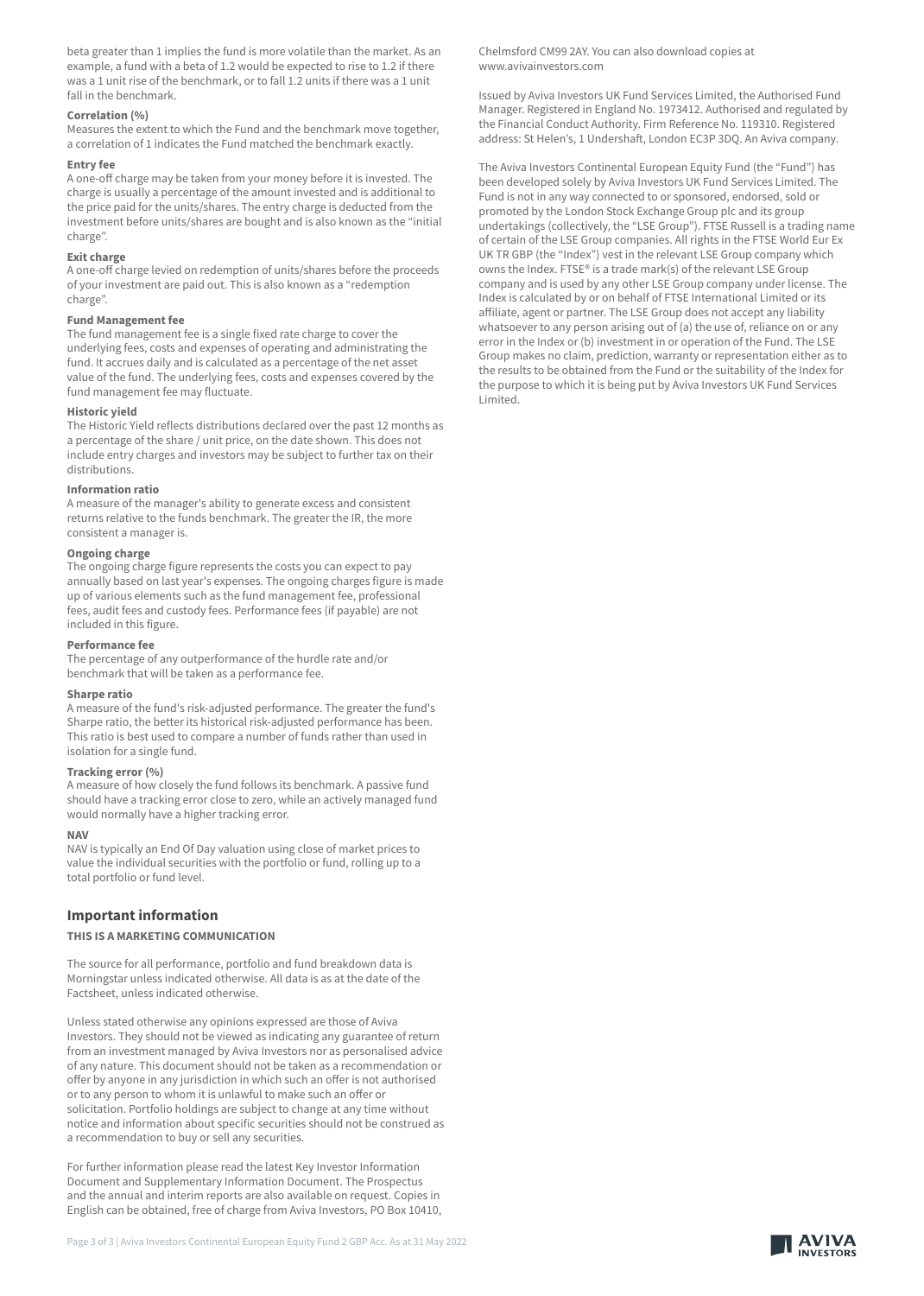beta greater than 1 implies the fund is more volatile than the market. As an example, a fund with a beta of 1.2 would be expected to rise to 1.2 if there was a 1 unit rise of the benchmark, or to fall 1.2 units if there was a 1 unit fall in the benchmark.

**Correlation (%)**

Measures the extent to which the Fund and the benchmark move together, a correlation of 1 indicates the Fund matched the benchmark exactly.

**Entry fee**

A one-off charge may be taken from your money before it is invested. The charge is usually a percentage of the amount invested and is additional to the price paid for the units/shares. The entry charge is deducted from the investment before units/shares are bought and is also known as the "initial charge".

**Exit charge**

A one-off charge levied on redemption of units/shares before the proceeds of your investment are paid out. This is also known as a "redemption charge".

**Fund Management fee**

The fund management fee is a single fixed rate charge to cover the underlying fees, costs and expenses of operating and administrating the fund. It accrues daily and is calculated as a percentage of the net asset value of the fund. The underlying fees, costs and expenses covered by the fund management fee may fluctuate.

**Historic yield**

The Historic Yield reflects distributions declared over the past 12 months as a percentage of the share / unit price, on the date shown. This does not include entry charges and investors may be subject to further tax on their distributions.

**Information ratio**

A measure of the manager's ability to generate excess and consistent returns relative to the funds benchmark. The greater the IR, the more consistent a manager is.

**Ongoing charge**

The ongoing charge figure represents the costs you can expect to pay annually based on last year's expenses. The ongoing charges figure is made up of various elements such as the fund management fee, professional fees, audit fees and custody fees. Performance fees (if payable) are not included in this figure.

**Performance fee**

The percentage of any outperformance of the hurdle rate and/or benchmark that will be taken as a performance fee.

**Sharpe ratio**

A measure of the fund's risk-adjusted performance. The greater the fund's Sharpe ratio, the better its historical risk-adjusted performance has been. This ratio is best used to compare a number of funds rather than used in isolation for a single fund.

**Tracking error (%)**

A measure of how closely the fund follows its benchmark. A passive fund should have a tracking error close to zero, while an actively managed fund would normally have a higher tracking error.

**NAV**

NAV is typically an End Of Day valuation using close of market prices to value the individual securities with the portfolio or fund, rolling up to a total portfolio or fund level.

## Important information

**THIS IS A MARKETING COMMUNICATION**

The source for all performance, portfolio and fund breakdown data is Morningstar unless indicated otherwise. All data is as at the date of the Factsheet, unless indicated otherwise.

Unless stated otherwise any opinions expressed are those of Aviva Investors. They should not be viewed as indicating any guarantee of return from an investment managed by Aviva Investors nor as personalised advice of any nature. This document should not be taken as a recommendation or offer by anyone in any jurisdiction in which such an offer is not authorised or to any person to whom it is unlawful to make such an offer or solicitation. Portfolio holdings are subject to change at any time without notice and information about specific securities should not be construed as a recommendation to buy or sell any securities.

For further information please read the latest Key Investor Information Document and Supplementary Information Document. The Prospectus and the annual and interim reports are also available on request. Copies in English can be obtained, free of charge from Aviva Investors, PO Box 10410, Chelmsford CM99 2AY. You can also download copies at www.avivainvestors.com

Issued by Aviva Investors UK Fund Services Limited, the Authorised Fund Manager. Registered in England No. 1973412. Authorised and regulated by the Financial Conduct Authority. Firm Reference No. 119310. Registered address: St Helen's, 1 Undershaft, London EC3P 3DQ. An Aviva company.

The Aviva Investors Continental European Equity Fund (the "Fund") has been developed solely by Aviva Investors UK Fund Services Limited. The Fund is not in any way connected to or sponsored, endorsed, sold or promoted by the London Stock Exchange Group plc and its group undertakings (collectively, the "LSE Group"). FTSE Russell is a trading name of certain of the LSE Group companies. All rights in the FTSE World Eur Ex UK TR GBP (the "Index") vest in the relevant LSE Group company which owns the Index. FTSE® is a trade mark(s) of the relevant LSE Group company and is used by any other LSE Group company under license. The Index is calculated by or on behalf of FTSE International Limited or its affiliate, agent or partner. The LSE Group does not accept any liability whatsoever to any person arising out of (a) the use of, reliance on or any error in the Index or (b) investment in or operation of the Fund. The LSE Group makes no claim, prediction, warranty or representation either as to the results to be obtained from the Fund or the suitability of the Index for the purpose to which it is being put by Aviva Investors UK Fund Services Limited.